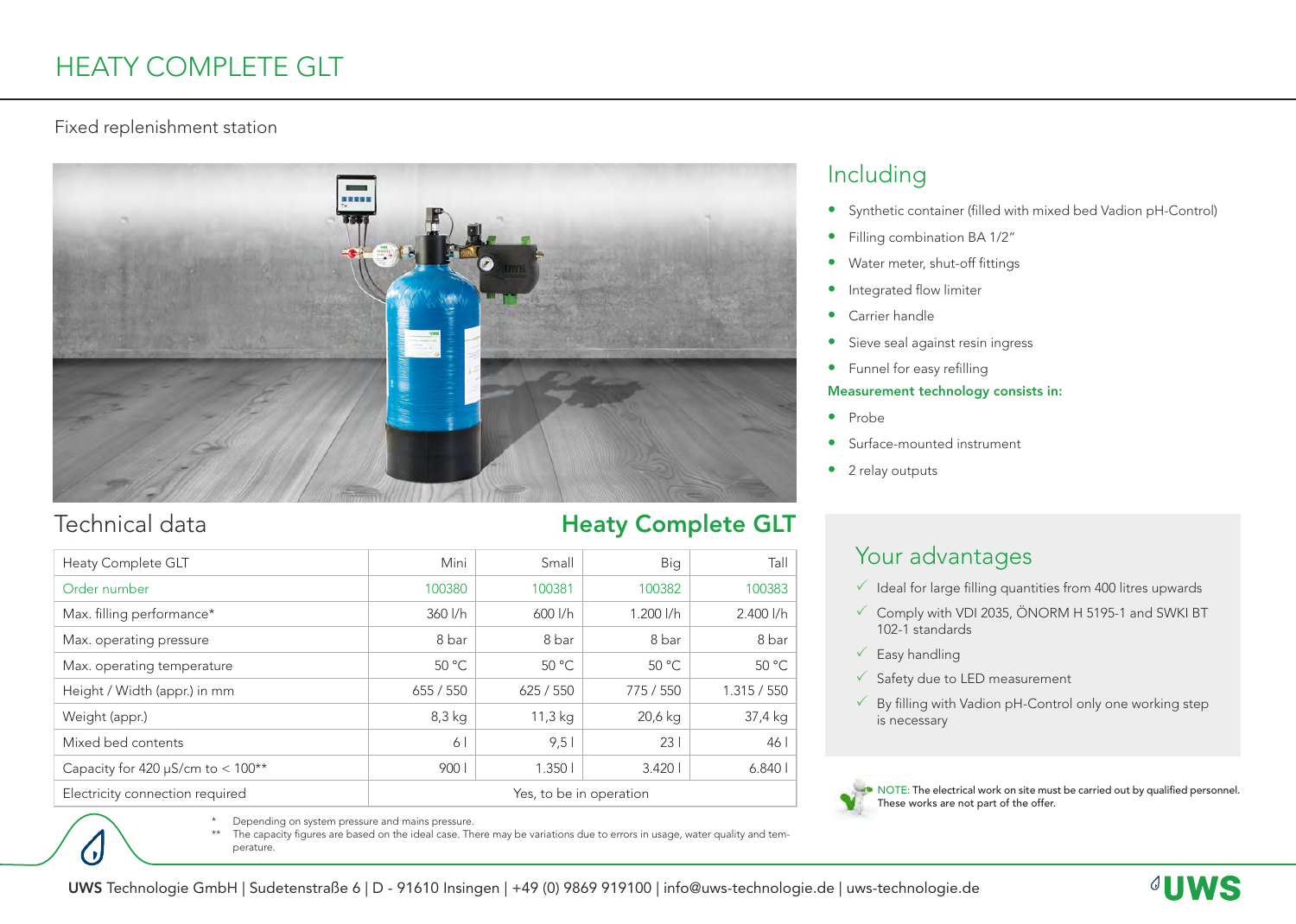# HEATY COMPLETE GLT

Fixed replenishment station

## Including

- Synthetic container (filled with mixed bed Vadion pH-Control)
- Filling combination BA 1/2"
- Water meter, shut-off fittings
- Integrated flow limiter
- Carrier handle
- Sieve seal against resin ingress
- Funnel for easy refilling

**Measurement technology consists in:**

- Probe
- Surface-mounted instrument
- 2 relay outputs

## Technical data

### Heaty Complete GLT

| Heaty Complete GLT | Mini | Small | Big | Tall |
|---|---|---|---|---|
| Order number | 100380 | 100381 | 100382 | 100383 |
| Max. filling performance* | 360 l/h | 600 l/h | 1.200 l/h | 2.400 l/h |
| Max. operating pressure | 8 bar | 8 bar | 8 bar | 8 bar |
| Max. operating temperature | 50 °C | 50 °C | 50 °C | 50 °C |
| Height / Width (appr.) in mm | 655 / 550 | 625 / 550 | 775 / 550 | 1.315 / 550 |
| Weight (appr.) | 8,3 kg | 11,3 kg | 20,6 kg | 37,4 kg |
| Mixed bed contents | 6 l | 9,5 l | 23 l | 46 l |
| Capacity for 420 µS/cm to < 100** | 900 l | 1.350 l | 3.420 l | 6.840 l |
| Electricity connection required | Yes, to be in operation | | | |

\* Depending on system pressure and mains pressure.
\** The capacity figures are based on the ideal case. There may be variations due to errors in usage, water quality and temperature.

## Your advantages

- ✓ Ideal for large filling quantities from 400 litres upwards
- ✓ Comply with VDI 2035, ÖNORM H 5195-1 and SWKI BT 102-1 standards
- ✓ Easy handling
- ✓ Safety due to LED measurement
- ✓ By filling with Vadion pH-Control only one working step is necessary

NOTE: The electrical work on site must be carried out by qualified personnel. These works are not part of the offer.

**UWS** Technologie GmbH | Sudetenstraße 6 | D - 91610 Insingen | +49 (0) 9869 919100 | info@uws-technologie.de | uws-technologie.de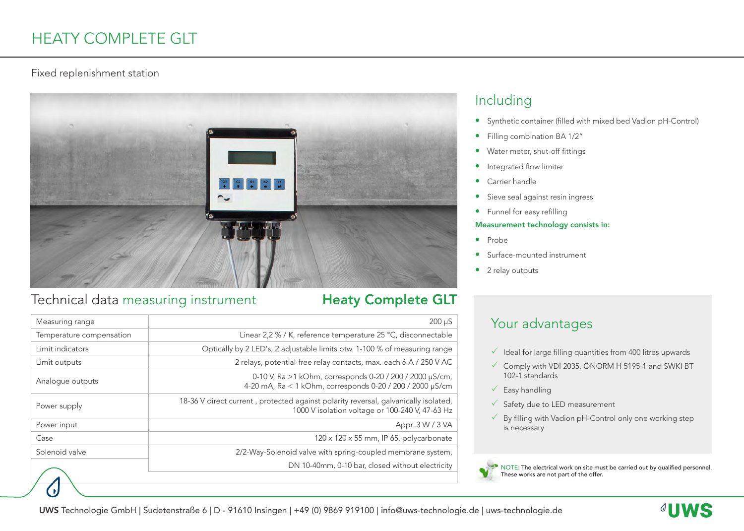# HEATY COMPLETE GLT

Fixed replenishment station

## Including

- Synthetic container (filled with mixed bed Vadion pH-Control)
- Filling combination BA 1/2"
- Water meter, shut-off fittings
- Integrated flow limiter
- Carrier handle
- Sieve seal against resin ingress
- Funnel for easy refilling

**Measurement technology consists in:**

- Probe
- Surface-mounted instrument
- 2 relay outputs

## Technical data measuring instrument **Heaty Complete GLT**

| | |
|---|---|
| Measuring range | 200 µS |
| Temperature compensation | Linear 2,2 % / K, reference temperature 25 °C, disconnectable |
| Limit indicators | Optically by 2 LED's, 2 adjustable limits btw. 1-100 % of measuring range |
| Limit outputs | 2 relays, potential-free relay contacts, max. each 6 A / 250 V AC |
| Analogue outputs | 0-10 V, Ra >1 kOhm, corresponds 0-20 / 200 / 2000 µS/cm, 4-20 mA, Ra < 1 kOhm, corresponds 0-20 / 200 / 2000 µS/cm |
| Power supply | 18-36 V direct current , protected against polarity reversal, galvanically isolated, 1000 V isolation voltage or 100-240 V, 47-63 Hz |
| Power input | Appr. 3 W / 3 VA |
| Case | 120 x 120 x 55 mm, IP 65, polycarbonate |
| Solenoid valve | 2/2-Way-Solenoid valve with spring-coupled membrane system, DN 10-40mm, 0-10 bar, closed without electricity |

## Your advantages

- ✓ Ideal for large filling quantities from 400 litres upwards
- ✓ Comply with VDI 2035, ÖNORM H 5195-1 and SWKI BT 102-1 standards
- ✓ Easy handling
- ✓ Safety due to LED measurement
- ✓ By filling with Vadion pH-Control only one working step is necessary

NOTE: The electrical work on site must be carried out by qualified personnel. These works are not part of the offer.

**UWS** Technologie GmbH | Sudetenstraße 6 | D - 91610 Insingen | +49 (0) 9869 919100 | info@uws-technologie.de | uws-technologie.de